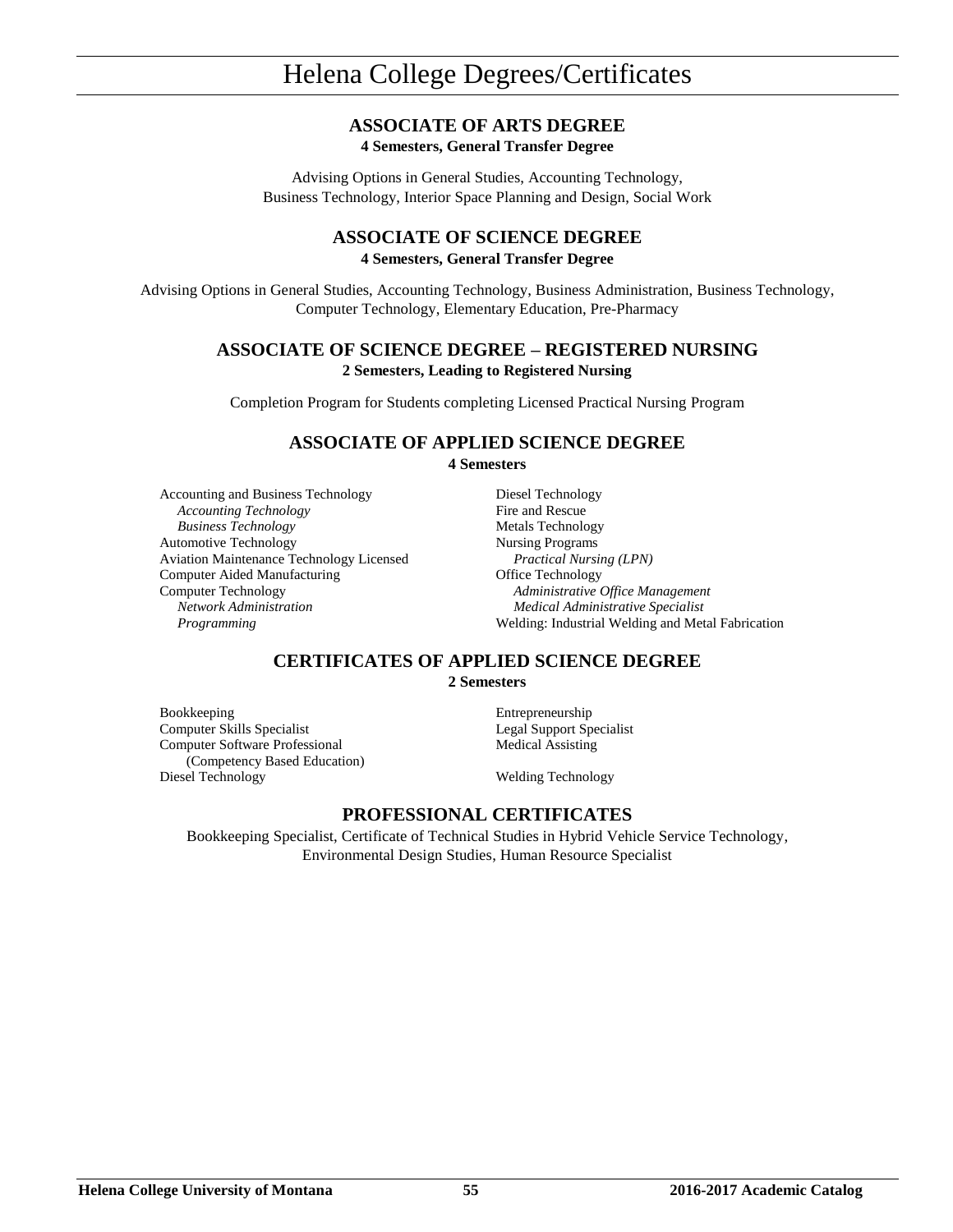# Helena College Degrees/Certificates

## ASSOCIATE OF ARTS DEGREE

**4 Semesters, General Transfer Degree**

Advising Options in General Studies, Accounting Technology, Business Technology, Interior Space Planning and Design, Social Work

## ASSOCIATE OF SCIENCE DEGREE

**4 Semesters, General Transfer Degree**

Advising Options in General Studies, Accounting Technology, Business Administration, Business Technology, Computer Technology, Elementary Education, Pre-Pharmacy

## ASSOCIATE OF SCIENCE DEGREE – REGISTERED NURSING

**2 Semesters, Leading to Registered Nursing**

Completion Program for Students completing Licensed Practical Nursing Program

## ASSOCIATE OF APPLIED SCIENCE DEGREE

**4 Semesters**

Accounting and Business Technology
- *Accounting Technology*
- *Business Technology*

Automotive Technology
Aviation Maintenance Technology Licensed
Computer Aided Manufacturing
Computer Technology
- *Network Administration*
- *Programming*

Diesel Technology
Fire and Rescue
Metals Technology
Nursing Programs
- *Practical Nursing (LPN)*

Office Technology
- *Administrative Office Management*
- *Medical Administrative Specialist*

Welding: Industrial Welding and Metal Fabrication

## CERTIFICATES OF APPLIED SCIENCE DEGREE

**2 Semesters**

Bookkeeping
Computer Skills Specialist
Computer Software Professional
(Competency Based Education)
Diesel Technology
Entrepreneurship
Legal Support Specialist
Medical Assisting
Welding Technology

## PROFESSIONAL CERTIFICATES

Bookkeeping Specialist, Certificate of Technical Studies in Hybrid Vehicle Service Technology, Environmental Design Studies, Human Resource Specialist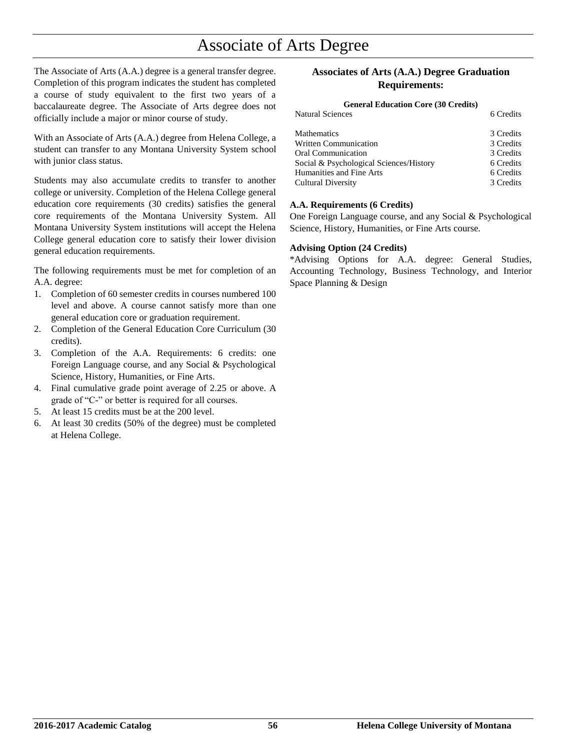# Associate of Arts Degree

The Associate of Arts (A.A.) degree is a general transfer degree. Completion of this program indicates the student has completed a course of study equivalent to the first two years of a baccalaureate degree. The Associate of Arts degree does not officially include a major or minor course of study.

With an Associate of Arts (A.A.) degree from Helena College, a student can transfer to any Montana University System school with junior class status.

Students may also accumulate credits to transfer to another college or university. Completion of the Helena College general education core requirements (30 credits) satisfies the general core requirements of the Montana University System. All Montana University System institutions will accept the Helena College general education core to satisfy their lower division general education requirements.

The following requirements must be met for completion of an A.A. degree:

1. Completion of 60 semester credits in courses numbered 100 level and above. A course cannot satisfy more than one general education core or graduation requirement.
2. Completion of the General Education Core Curriculum (30 credits).
3. Completion of the A.A. Requirements: 6 credits: one Foreign Language course, and any Social & Psychological Science, History, Humanities, or Fine Arts.
4. Final cumulative grade point average of 2.25 or above. A grade of "C-" or better is required for all courses.
5. At least 15 credits must be at the 200 level.
6. At least 30 credits (50% of the degree) must be completed at Helena College.

## Associates of Arts (A.A.) Degree Graduation Requirements:

**General Education Core (30 Credits)**

| Course | Credits |
|---|---|
| Natural Sciences | 6 Credits |
| Mathematics | 3 Credits |
| Written Communication | 3 Credits |
| Oral Communication | 3 Credits |
| Social & Psychological Sciences/History | 6 Credits |
| Humanities and Fine Arts | 6 Credits |
| Cultural Diversity | 3 Credits |

**A.A. Requirements (6 Credits)**

One Foreign Language course, and any Social & Psychological Science, History, Humanities, or Fine Arts course.

**Advising Option (24 Credits)**

*Advising Options for A.A. degree: General Studies, Accounting Technology, Business Technology, and Interior Space Planning & Design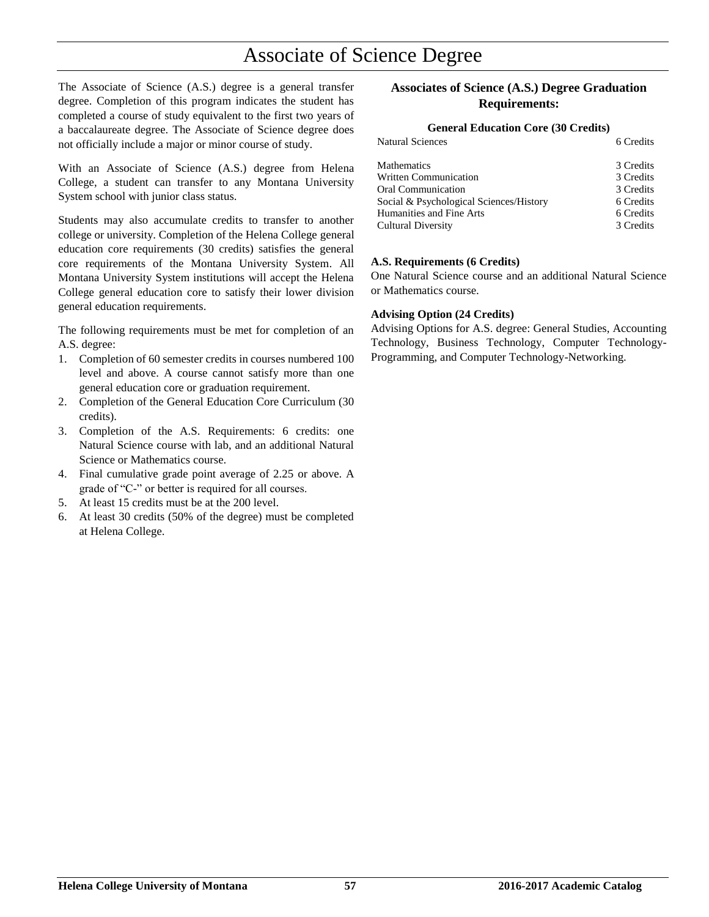# Associate of Science Degree

The Associate of Science (A.S.) degree is a general transfer degree. Completion of this program indicates the student has completed a course of study equivalent to the first two years of a baccalaureate degree. The Associate of Science degree does not officially include a major or minor course of study.

With an Associate of Science (A.S.) degree from Helena College, a student can transfer to any Montana University System school with junior class status.

Students may also accumulate credits to transfer to another college or university. Completion of the Helena College general education core requirements (30 credits) satisfies the general core requirements of the Montana University System. All Montana University System institutions will accept the Helena College general education core to satisfy their lower division general education requirements.

The following requirements must be met for completion of an A.S. degree:

1. Completion of 60 semester credits in courses numbered 100 level and above. A course cannot satisfy more than one general education core or graduation requirement.
2. Completion of the General Education Core Curriculum (30 credits).
3. Completion of the A.S. Requirements: 6 credits: one Natural Science course with lab, and an additional Natural Science or Mathematics course.
4. Final cumulative grade point average of 2.25 or above. A grade of "C-" or better is required for all courses.
5. At least 15 credits must be at the 200 level.
6. At least 30 credits (50% of the degree) must be completed at Helena College.

## Associates of Science (A.S.) Degree Graduation Requirements:

**General Education Core (30 Credits)**

| | |
|---|---|
| Natural Sciences | 6 Credits |
| Mathematics | 3 Credits |
| Written Communication | 3 Credits |
| Oral Communication | 3 Credits |
| Social & Psychological Sciences/History | 6 Credits |
| Humanities and Fine Arts | 6 Credits |
| Cultural Diversity | 3 Credits |

**A.S. Requirements (6 Credits)**

One Natural Science course and an additional Natural Science or Mathematics course.

**Advising Option (24 Credits)**

Advising Options for A.S. degree: General Studies, Accounting Technology, Business Technology, Computer Technology-Programming, and Computer Technology-Networking.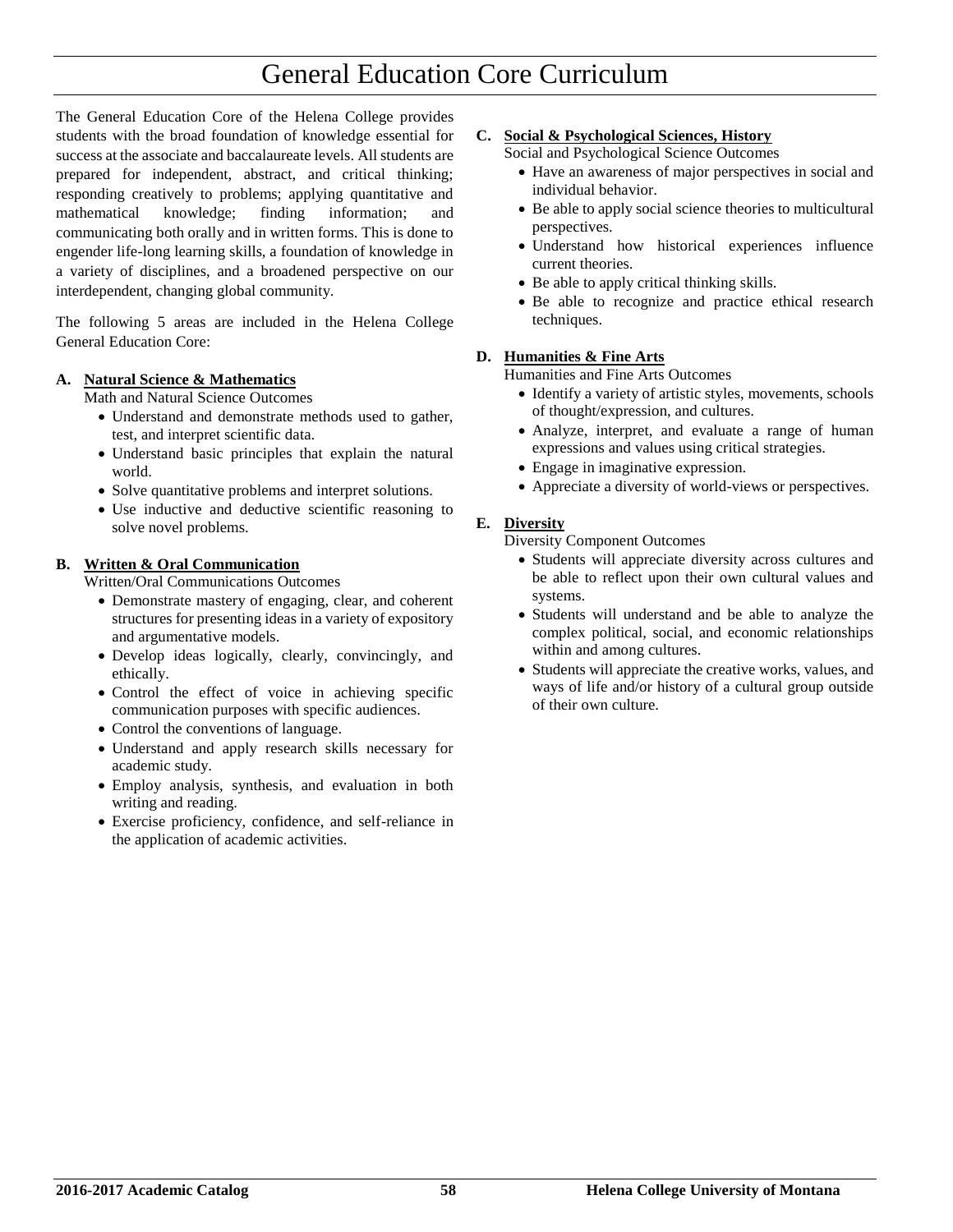# General Education Core Curriculum

The General Education Core of the Helena College provides students with the broad foundation of knowledge essential for success at the associate and baccalaureate levels. All students are prepared for independent, abstract, and critical thinking; responding creatively to problems; applying quantitative and mathematical knowledge; finding information; and communicating both orally and in written forms. This is done to engender life-long learning skills, a foundation of knowledge in a variety of disciplines, and a broadened perspective on our interdependent, changing global community.

The following 5 areas are included in the Helena College General Education Core:

**A. Natural Science & Mathematics**

Math and Natural Science Outcomes

- Understand and demonstrate methods used to gather, test, and interpret scientific data.
- Understand basic principles that explain the natural world.
- Solve quantitative problems and interpret solutions.
- Use inductive and deductive scientific reasoning to solve novel problems.

**B. Written & Oral Communication**

Written/Oral Communications Outcomes

- Demonstrate mastery of engaging, clear, and coherent structures for presenting ideas in a variety of expository and argumentative models.
- Develop ideas logically, clearly, convincingly, and ethically.
- Control the effect of voice in achieving specific communication purposes with specific audiences.
- Control the conventions of language.
- Understand and apply research skills necessary for academic study.
- Employ analysis, synthesis, and evaluation in both writing and reading.
- Exercise proficiency, confidence, and self-reliance in the application of academic activities.

**C. Social & Psychological Sciences, History**

Social and Psychological Science Outcomes

- Have an awareness of major perspectives in social and individual behavior.
- Be able to apply social science theories to multicultural perspectives.
- Understand how historical experiences influence current theories.
- Be able to apply critical thinking skills.
- Be able to recognize and practice ethical research techniques.

**D. Humanities & Fine Arts**

Humanities and Fine Arts Outcomes

- Identify a variety of artistic styles, movements, schools of thought/expression, and cultures.
- Analyze, interpret, and evaluate a range of human expressions and values using critical strategies.
- Engage in imaginative expression.
- Appreciate a diversity of world-views or perspectives.

**E. Diversity**

Diversity Component Outcomes

- Students will appreciate diversity across cultures and be able to reflect upon their own cultural values and systems.
- Students will understand and be able to analyze the complex political, social, and economic relationships within and among cultures.
- Students will appreciate the creative works, values, and ways of life and/or history of a cultural group outside of their own culture.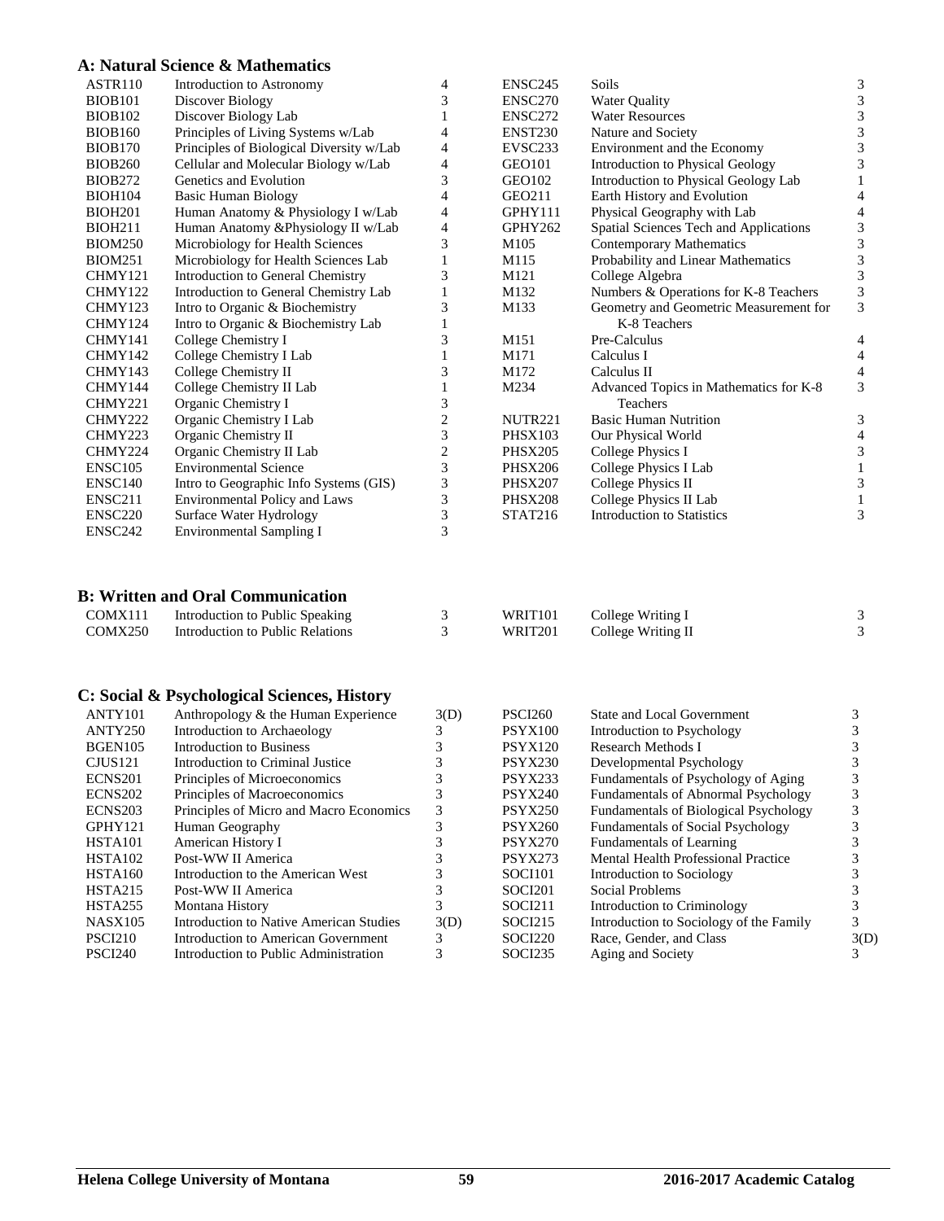### A: Natural Science & Mathematics

| Course | Title | Credits | Course | Title | Credits |
|---|---|---|---|---|---|
| ASTR110 | Introduction to Astronomy | 4 | ENSC245 | Soils | 3 |
| BIOB101 | Discover Biology | 3 | ENSC270 | Water Quality | 3 |
| BIOB102 | Discover Biology Lab | 1 | ENSC272 | Water Resources | 3 |
| BIOB160 | Principles of Living Systems w/Lab | 4 | ENST230 | Nature and Society | 3 |
| BIOB170 | Principles of Biological Diversity w/Lab | 4 | EVSC233 | Environment and the Economy | 3 |
| BIOB260 | Cellular and Molecular Biology w/Lab | 4 | GEO101 | Introduction to Physical Geology | 3 |
| BIOB272 | Genetics and Evolution | 3 | GEO102 | Introduction to Physical Geology Lab | 1 |
| BIOH104 | Basic Human Biology | 4 | GEO211 | Earth History and Evolution | 4 |
| BIOH201 | Human Anatomy & Physiology I w/Lab | 4 | GPHY111 | Physical Geography with Lab | 4 |
| BIOH211 | Human Anatomy &Physiology II w/Lab | 4 | GPHY262 | Spatial Sciences Tech and Applications | 3 |
| BIOM250 | Microbiology for Health Sciences | 3 | M105 | Contemporary Mathematics | 3 |
| BIOM251 | Microbiology for Health Sciences Lab | 1 | M115 | Probability and Linear Mathematics | 3 |
| CHMY121 | Introduction to General Chemistry | 3 | M121 | College Algebra | 3 |
| CHMY122 | Introduction to General Chemistry Lab | 1 | M132 | Numbers & Operations for K-8 Teachers | 3 |
| CHMY123 | Intro to Organic & Biochemistry | 3 | M133 | Geometry and Geometric Measurement for K-8 Teachers | 3 |
| CHMY124 | Intro to Organic & Biochemistry Lab | 1 | | | |
| CHMY141 | College Chemistry I | 3 | M151 | Pre-Calculus | 4 |
| CHMY142 | College Chemistry I Lab | 1 | M171 | Calculus I | 4 |
| CHMY143 | College Chemistry II | 3 | M172 | Calculus II | 4 |
| CHMY144 | College Chemistry II Lab | 1 | M234 | Advanced Topics in Mathematics for K-8 Teachers | 3 |
| CHMY221 | Organic Chemistry I | 3 | | | |
| CHMY222 | Organic Chemistry I Lab | 2 | NUTR221 | Basic Human Nutrition | 3 |
| CHMY223 | Organic Chemistry II | 3 | PHSX103 | Our Physical World | 4 |
| CHMY224 | Organic Chemistry II Lab | 2 | PHSX205 | College Physics I | 3 |
| ENSC105 | Environmental Science | 3 | PHSX206 | College Physics I Lab | 1 |
| ENSC140 | Intro to Geographic Info Systems (GIS) | 3 | PHSX207 | College Physics II | 3 |
| ENSC211 | Environmental Policy and Laws | 3 | PHSX208 | College Physics II Lab | 1 |
| ENSC220 | Surface Water Hydrology | 3 | STAT216 | Introduction to Statistics | 3 |
| ENSC242 | Environmental Sampling I | 3 | | | |

### B: Written and Oral Communication

| Course | Title | Credits | Course | Title | Credits |
|---|---|---|---|---|---|
| COMX111 | Introduction to Public Speaking | 3 | WRIT101 | College Writing I | 3 |
| COMX250 | Introduction to Public Relations | 3 | WRIT201 | College Writing II | 3 |

### C: Social & Psychological Sciences, History

| Course | Title | Credits | Course | Title | Credits |
|---|---|---|---|---|---|
| ANTY101 | Anthropology & the Human Experience | 3(D) | PSCI260 | State and Local Government | 3 |
| ANTY250 | Introduction to Archaeology | 3 | PSYX100 | Introduction to Psychology | 3 |
| BGEN105 | Introduction to Business | 3 | PSYX120 | Research Methods I | 3 |
| CJUS121 | Introduction to Criminal Justice | 3 | PSYX230 | Developmental Psychology | 3 |
| ECNS201 | Principles of Microeconomics | 3 | PSYX233 | Fundamentals of Psychology of Aging | 3 |
| ECNS202 | Principles of Macroeconomics | 3 | PSYX240 | Fundamentals of Abnormal Psychology | 3 |
| ECNS203 | Principles of Micro and Macro Economics | 3 | PSYX250 | Fundamentals of Biological Psychology | 3 |
| GPHY121 | Human Geography | 3 | PSYX260 | Fundamentals of Social Psychology | 3 |
| HSTA101 | American History I | 3 | PSYX270 | Fundamentals of Learning | 3 |
| HSTA102 | Post-WW II America | 3 | PSYX273 | Mental Health Professional Practice | 3 |
| HSTA160 | Introduction to the American West | 3 | SOCI101 | Introduction to Sociology | 3 |
| HSTA215 | Post-WW II America | 3 | SOCI201 | Social Problems | 3 |
| HSTA255 | Montana History | 3 | SOCI211 | Introduction to Criminology | 3 |
| NASX105 | Introduction to Native American Studies | 3(D) | SOCI215 | Introduction to Sociology of the Family | 3 |
| PSCI210 | Introduction to American Government | 3 | SOCI220 | Race, Gender, and Class | 3(D) |
| PSCI240 | Introduction to Public Administration | 3 | SOCI235 | Aging and Society | 3 |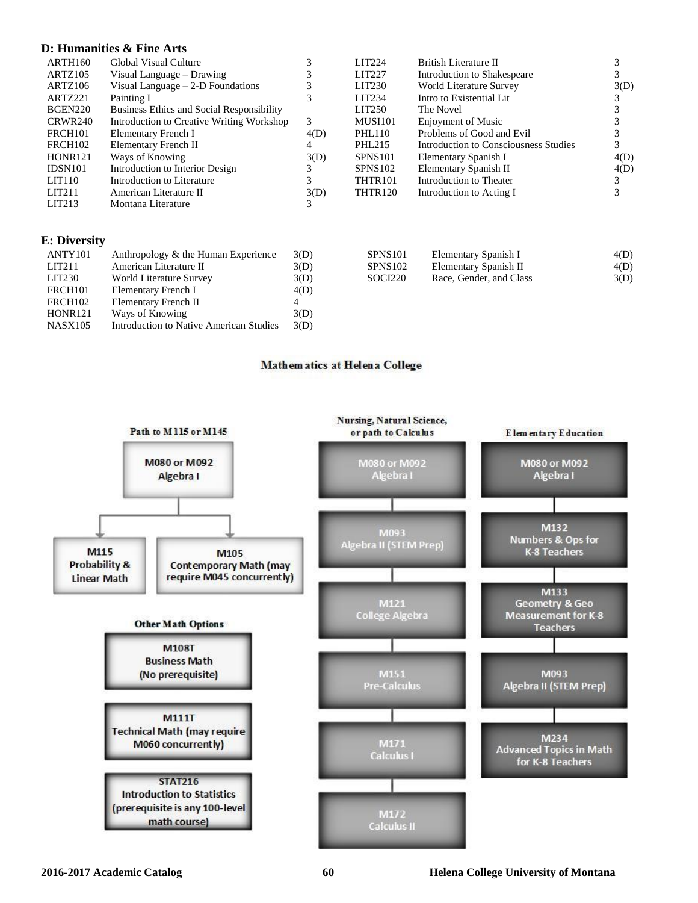## D: Humanities & Fine Arts

| Course | Title | Credits |
|---|---|---|
| ARTH160 | Global Visual Culture | 3 |
| ARTZ105 | Visual Language – Drawing | 3 |
| ARTZ106 | Visual Language – 2-D Foundations | 3 |
| ARTZ221 | Painting I | 3 |
| BGEN220 | Business Ethics and Social Responsibility | |
| CRWR240 | Introduction to Creative Writing Workshop | 3 |
| FRCH101 | Elementary French I | 4(D) |
| FRCH102 | Elementary French II | 4 |
| HONR121 | Ways of Knowing | 3(D) |
| IDSN101 | Introduction to Interior Design | 3 |
| LIT110 | Introduction to Literature | 3 |
| LIT211 | American Literature II | 3(D) |
| LIT213 | Montana Literature | 3 |
| LIT224 | British Literature II | 3 |
| LIT227 | Introduction to Shakespeare | 3 |
| LIT230 | World Literature Survey | 3(D) |
| LIT234 | Intro to Existential Lit | 3 |
| LIT250 | The Novel | 3 |
| MUSI101 | Enjoyment of Music | 3 |
| PHL110 | Problems of Good and Evil | 3 |
| PHL215 | Introduction to Consciousness Studies | 3 |
| SPNS101 | Elementary Spanish I | 4(D) |
| SPNS102 | Elementary Spanish II | 4(D) |
| THTR101 | Introduction to Theater | 3 |
| THTR120 | Introduction to Acting I | 3 |

## E: Diversity

| Course | Title | Credits |
|---|---|---|
| ANTY101 | Anthropology & the Human Experience | 3(D) |
| LIT211 | American Literature II | 3(D) |
| LIT230 | World Literature Survey | 3(D) |
| FRCH101 | Elementary French I | 4(D) |
| FRCH102 | Elementary French II | 4 |
| HONR121 | Ways of Knowing | 3(D) |
| NASX105 | Introduction to Native American Studies | 3(D) |
| SPNS101 | Elementary Spanish I | 4(D) |
| SPNS102 | Elementary Spanish II | 4(D) |
| SOCI220 | Race, Gender, and Class | 3(D) |

## Mathematics at Helena College

**Path to M115 or M145**

- M080 or M092 Algebra I
  - M115 Probability & Linear Math
  - M105 Contemporary Math (may require M045 concurrently)

**Other Math Options**

- M108T Business Math (No prerequisite)
- M111T Technical Math (may require M060 concurrently)
- STAT216 Introduction to Statistics (prerequisite is any 100-level math course)

**Nursing, Natural Science, or path to Calculus**

1. M080 or M092 Algebra I
2. M093 Algebra II (STEM Prep)
3. M121 College Algebra
4. M151 Pre-Calculus
5. M171 Calculus I
6. M172 Calculus II

**Elementary Education**

1. M080 or M092 Algebra I
2. M132 Numbers & Ops for K-8 Teachers
3. M133 Geometry & Geo Measurement for K-8 Teachers
4. M093 Algebra II (STEM Prep)
5. M234 Advanced Topics in Math for K-8 Teachers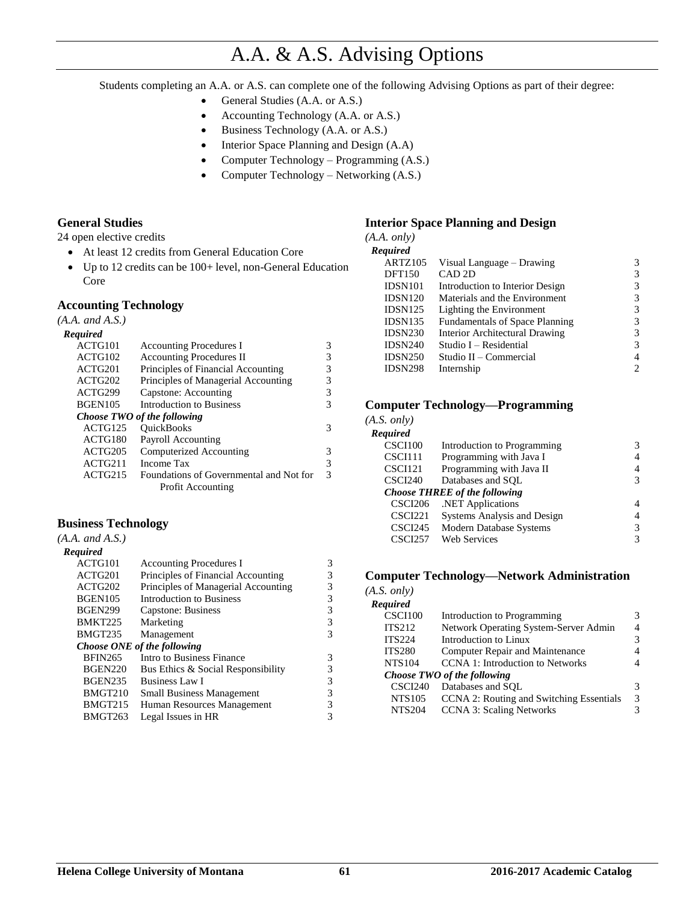# A.A. & A.S. Advising Options

Students completing an A.A. or A.S. can complete one of the following Advising Options as part of their degree:

- General Studies (A.A. or A.S.)
- Accounting Technology (A.A. or A.S.)
- Business Technology (A.A. or A.S.)
- Interior Space Planning and Design (A.A)
- Computer Technology – Programming (A.S.)
- Computer Technology – Networking (A.S.)

### General Studies

24 open elective credits

- At least 12 credits from General Education Core
- Up to 12 credits can be 100+ level, non-General Education Core

### Accounting Technology

*(A.A. and A.S.)*

| | | |
|---|---|---|
| ***Required*** | | |
| ACTG101 | Accounting Procedures I | 3 |
| ACTG102 | Accounting Procedures II | 3 |
| ACTG201 | Principles of Financial Accounting | 3 |
| ACTG202 | Principles of Managerial Accounting | 3 |
| ACTG299 | Capstone: Accounting | 3 |
| BGEN105 | Introduction to Business | 3 |
| ***Choose TWO of the following*** | | |
| ACTG125 | QuickBooks | 3 |
| ACTG180 | Payroll Accounting | |
| ACTG205 | Computerized Accounting | 3 |
| ACTG211 | Income Tax | 3 |
| ACTG215 | Foundations of Governmental and Not for Profit Accounting | 3 |

### Business Technology

*(A.A. and A.S.)*

| | | |
|---|---|---|
| ***Required*** | | |
| ACTG101 | Accounting Procedures I | 3 |
| ACTG201 | Principles of Financial Accounting | 3 |
| ACTG202 | Principles of Managerial Accounting | 3 |
| BGEN105 | Introduction to Business | 3 |
| BGEN299 | Capstone: Business | 3 |
| BMKT225 | Marketing | 3 |
| BMGT235 | Management | 3 |
| ***Choose ONE of the following*** | | |
| BFIN265 | Intro to Business Finance | 3 |
| BGEN220 | Bus Ethics & Social Responsibility | 3 |
| BGEN235 | Business Law I | 3 |
| BMGT210 | Small Business Management | 3 |
| BMGT215 | Human Resources Management | 3 |
| BMGT263 | Legal Issues in HR | 3 |

### Interior Space Planning and Design

*(A.A. only)*

| | | |
|---|---|---|
| ***Required*** | | |
| ARTZ105 | Visual Language – Drawing | 3 |
| DFT150 | CAD 2D | 3 |
| IDSN101 | Introduction to Interior Design | 3 |
| IDSN120 | Materials and the Environment | 3 |
| IDSN125 | Lighting the Environment | 3 |
| IDSN135 | Fundamentals of Space Planning | 3 |
| IDSN230 | Interior Architectural Drawing | 3 |
| IDSN240 | Studio I – Residential | 3 |
| IDSN250 | Studio II – Commercial | 4 |
| IDSN298 | Internship | 2 |

### Computer Technology—Programming

*(A.S. only)*

| | | |
|---|---|---|
| ***Required*** | | |
| CSCI100 | Introduction to Programming | 3 |
| CSCI111 | Programming with Java I | 4 |
| CSCI121 | Programming with Java II | 4 |
| CSCI240 | Databases and SQL | 3 |
| ***Choose THREE of the following*** | | |
| CSCI206 | .NET Applications | 4 |
| CSCI221 | Systems Analysis and Design | 4 |
| CSCI245 | Modern Database Systems | 3 |
| CSCI257 | Web Services | 3 |

### Computer Technology—Network Administration

*(A.S. only)*

| | | |
|---|---|---|
| ***Required*** | | |
| CSCI100 | Introduction to Programming | 3 |
| ITS212 | Network Operating System-Server Admin | 4 |
| ITS224 | Introduction to Linux | 3 |
| ITS280 | Computer Repair and Maintenance | 4 |
| NTS104 | CCNA 1: Introduction to Networks | 4 |
| ***Choose TWO of the following*** | | |
| CSCI240 | Databases and SQL | 3 |
| NTS105 | CCNA 2: Routing and Switching Essentials | 3 |
| NTS204 | CCNA 3: Scaling Networks | 3 |